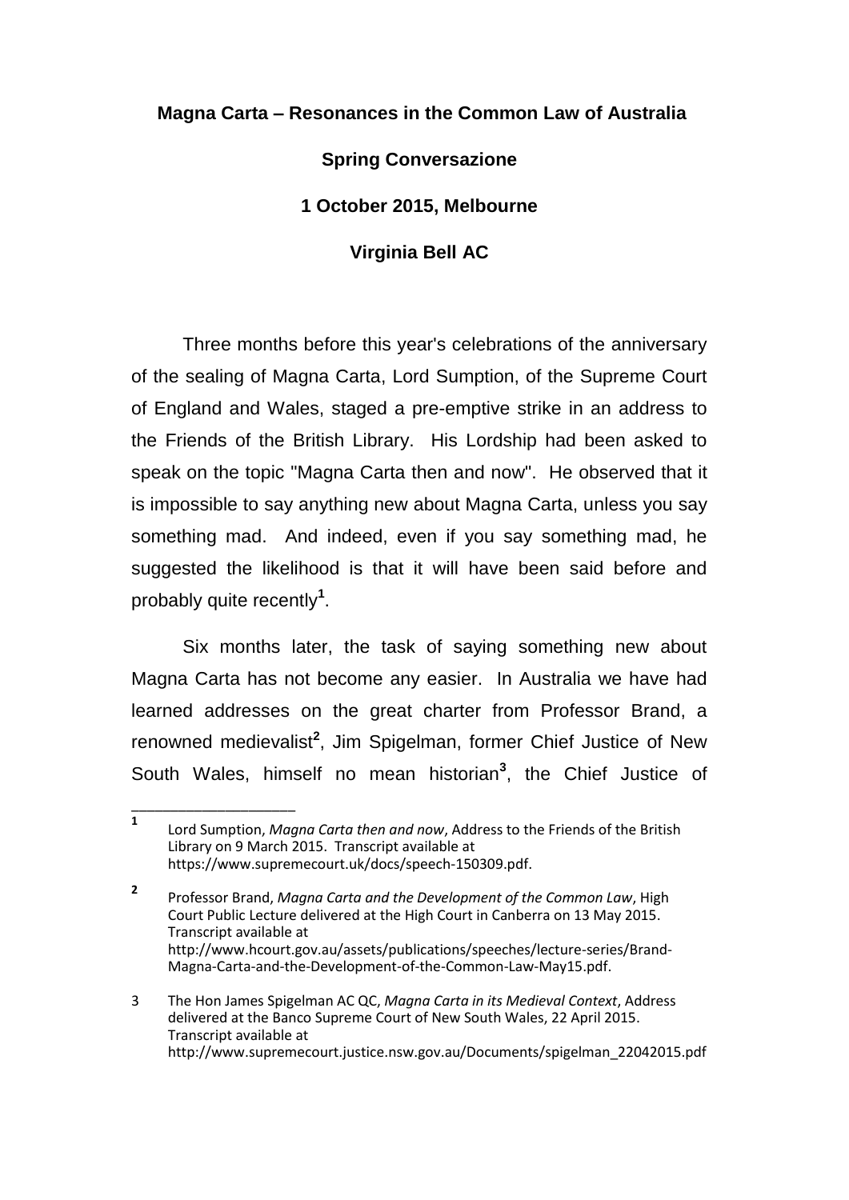**Magna Carta – Resonances in the Common Law of Australia**

**Spring Conversazione**

**1 October 2015, Melbourne**

**Virginia Bell AC**

Three months before this year's celebrations of the anniversary of the sealing of Magna Carta, Lord Sumption, of the Supreme Court of England and Wales, staged a pre-emptive strike in an address to the Friends of the British Library. His Lordship had been asked to speak on the topic "Magna Carta then and now". He observed that it is impossible to say anything new about Magna Carta, unless you say something mad. And indeed, even if you say something mad, he suggested the likelihood is that it will have been said before and probably quite recently[1].

Six months later, the task of saying something new about Magna Carta has not become any easier. In Australia we have had learned addresses on the great charter from Professor Brand, a renowned medievalist[2], Jim Spigelman, former Chief Justice of New South Wales, himself no mean historian[3], the Chief Justice of

---

1. Lord Sumption, *Magna Carta then and now*, Address to the Friends of the British Library on 9 March 2015. Transcript available at https://www.supremecourt.uk/docs/speech-150309.pdf.

2. Professor Brand, *Magna Carta and the Development of the Common Law*, High Court Public Lecture delivered at the High Court in Canberra on 13 May 2015. Transcript available at http://www.hcourt.gov.au/assets/publications/speeches/lecture-series/Brand-Magna-Carta-and-the-Development-of-the-Common-Law-May15.pdf.

3. The Hon James Spigelman AC QC, *Magna Carta in its Medieval Context*, Address delivered at the Banco Supreme Court of New South Wales, 22 April 2015. Transcript available at http://www.supremecourt.justice.nsw.gov.au/Documents/spigelman_22042015.pdf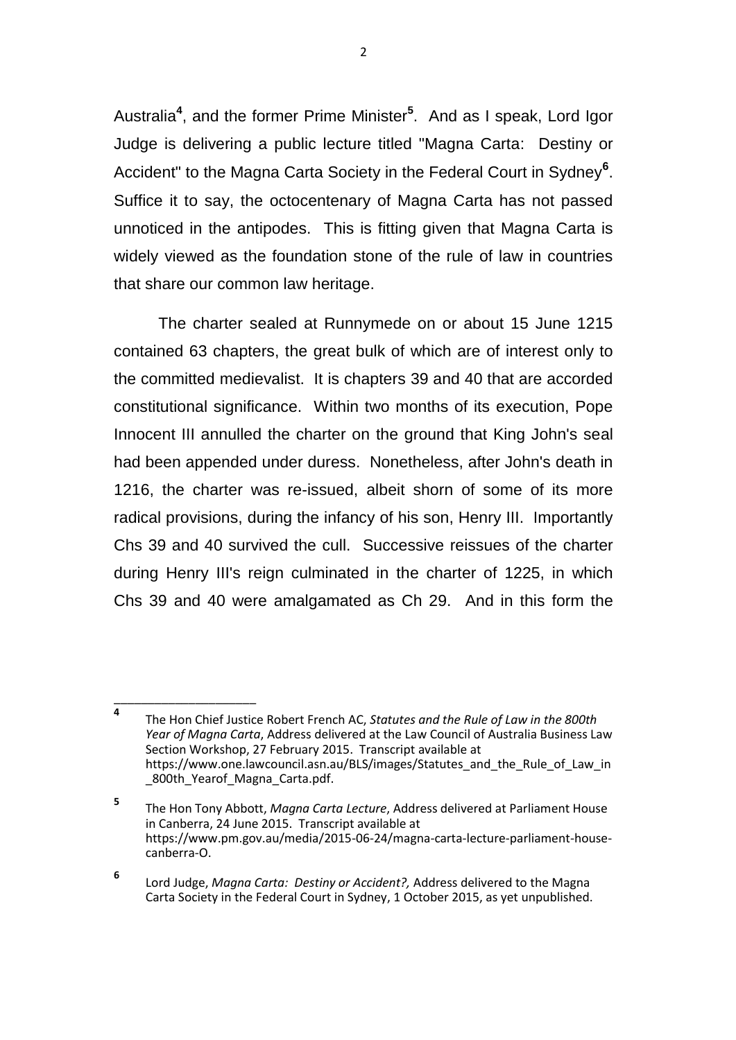Australia[4], and the former Prime Minister[5]. And as I speak, Lord Igor Judge is delivering a public lecture titled "Magna Carta: Destiny or Accident" to the Magna Carta Society in the Federal Court in Sydney[6]. Suffice it to say, the octocentenary of Magna Carta has not passed unnoticed in the antipodes. This is fitting given that Magna Carta is widely viewed as the foundation stone of the rule of law in countries that share our common law heritage.

The charter sealed at Runnymede on or about 15 June 1215 contained 63 chapters, the great bulk of which are of interest only to the committed medievalist. It is chapters 39 and 40 that are accorded constitutional significance. Within two months of its execution, Pope Innocent III annulled the charter on the ground that King John's seal had been appended under duress. Nonetheless, after John's death in 1216, the charter was re-issued, albeit shorn of some of its more radical provisions, during the infancy of his son, Henry III. Importantly Chs 39 and 40 survived the cull. Successive reissues of the charter during Henry III's reign culminated in the charter of 1225, in which Chs 39 and 40 were amalgamated as Ch 29. And in this form the

---

[4] The Hon Chief Justice Robert French AC, *Statutes and the Rule of Law in the 800th Year of Magna Carta*, Address delivered at the Law Council of Australia Business Law Section Workshop, 27 February 2015. Transcript available at https://www.one.lawcouncil.asn.au/BLS/images/Statutes_and_the_Rule_of_Law_in_800th_Yearof_Magna_Carta.pdf.

[5] The Hon Tony Abbott, *Magna Carta Lecture*, Address delivered at Parliament House in Canberra, 24 June 2015. Transcript available at https://www.pm.gov.au/media/2015-06-24/magna-carta-lecture-parliament-house-canberra-O.

[6] Lord Judge, *Magna Carta: Destiny or Accident?,* Address delivered to the Magna Carta Society in the Federal Court in Sydney, 1 October 2015, as yet unpublished.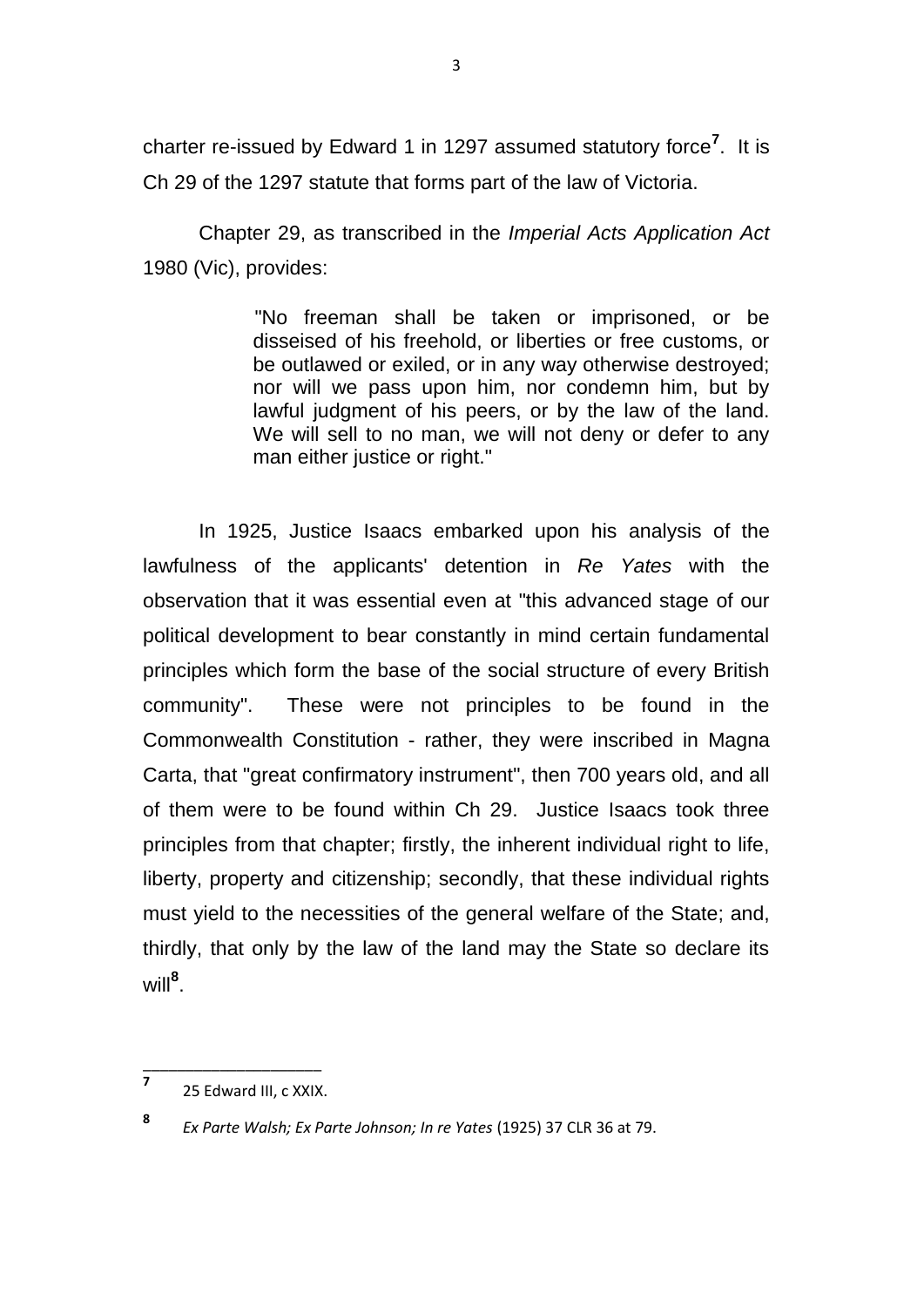charter re-issued by Edward 1 in 1297 assumed statutory force[7]. It is Ch 29 of the 1297 statute that forms part of the law of Victoria.

Chapter 29, as transcribed in the *Imperial Acts Application Act* 1980 (Vic), provides:

> "No freeman shall be taken or imprisoned, or be disseised of his freehold, or liberties or free customs, or be outlawed or exiled, or in any way otherwise destroyed; nor will we pass upon him, nor condemn him, but by lawful judgment of his peers, or by the law of the land. We will sell to no man, we will not deny or defer to any man either justice or right."

In 1925, Justice Isaacs embarked upon his analysis of the lawfulness of the applicants' detention in *Re Yates* with the observation that it was essential even at "this advanced stage of our political development to bear constantly in mind certain fundamental principles which form the base of the social structure of every British community". These were not principles to be found in the Commonwealth Constitution - rather, they were inscribed in Magna Carta, that "great confirmatory instrument", then 700 years old, and all of them were to be found within Ch 29. Justice Isaacs took three principles from that chapter; firstly, the inherent individual right to life, liberty, property and citizenship; secondly, that these individual rights must yield to the necessities of the general welfare of the State; and, thirdly, that only by the law of the land may the State so declare its will[8].

---

[7] 25 Edward III, c XXIX.

[8] *Ex Parte Walsh; Ex Parte Johnson; In re Yates* (1925) 37 CLR 36 at 79.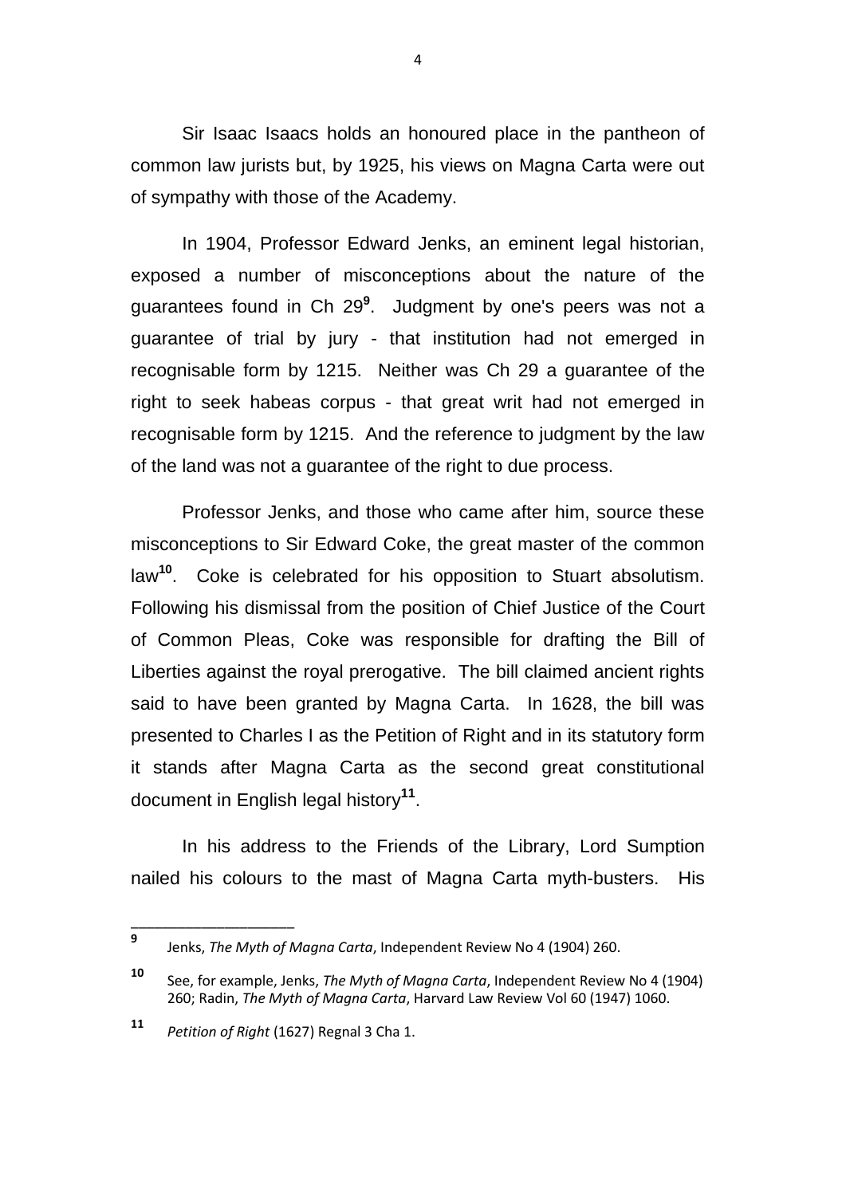Sir Isaac Isaacs holds an honoured place in the pantheon of common law jurists but, by 1925, his views on Magna Carta were out of sympathy with those of the Academy.

In 1904, Professor Edward Jenks, an eminent legal historian, exposed a number of misconceptions about the nature of the guarantees found in Ch 29[9]. Judgment by one's peers was not a guarantee of trial by jury - that institution had not emerged in recognisable form by 1215. Neither was Ch 29 a guarantee of the right to seek habeas corpus - that great writ had not emerged in recognisable form by 1215. And the reference to judgment by the law of the land was not a guarantee of the right to due process.

Professor Jenks, and those who came after him, source these misconceptions to Sir Edward Coke, the great master of the common law[10]. Coke is celebrated for his opposition to Stuart absolutism. Following his dismissal from the position of Chief Justice of the Court of Common Pleas, Coke was responsible for drafting the Bill of Liberties against the royal prerogative. The bill claimed ancient rights said to have been granted by Magna Carta. In 1628, the bill was presented to Charles I as the Petition of Right and in its statutory form it stands after Magna Carta as the second great constitutional document in English legal history[11].

In his address to the Friends of the Library, Lord Sumption nailed his colours to the mast of Magna Carta myth-busters. His

---

[9] Jenks, *The Myth of Magna Carta*, Independent Review No 4 (1904) 260.

[10] See, for example, Jenks, *The Myth of Magna Carta*, Independent Review No 4 (1904) 260; Radin, *The Myth of Magna Carta*, Harvard Law Review Vol 60 (1947) 1060.

[11] *Petition of Right* (1627) Regnal 3 Cha 1.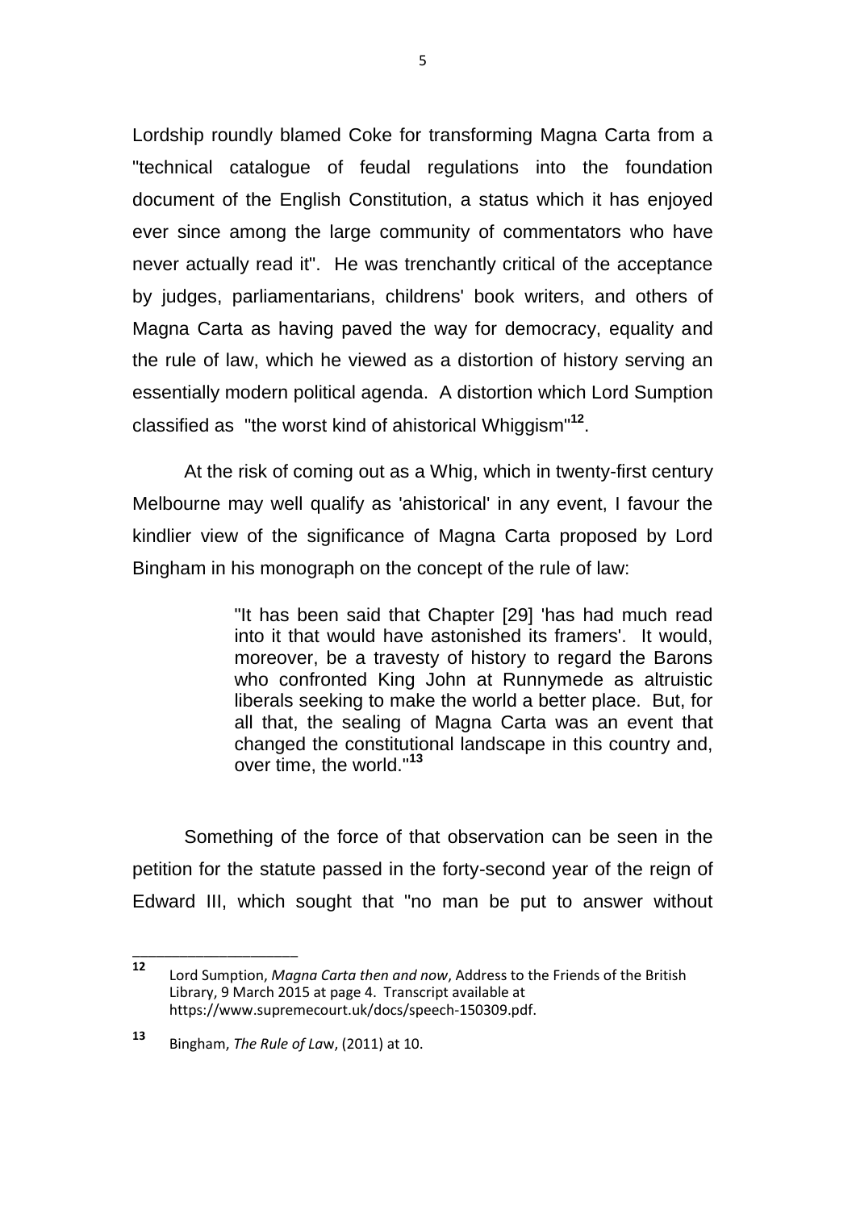Lordship roundly blamed Coke for transforming Magna Carta from a "technical catalogue of feudal regulations into the foundation document of the English Constitution, a status which it has enjoyed ever since among the large community of commentators who have never actually read it". He was trenchantly critical of the acceptance by judges, parliamentarians, childrens' book writers, and others of Magna Carta as having paved the way for democracy, equality and the rule of law, which he viewed as a distortion of history serving an essentially modern political agenda. A distortion which Lord Sumption classified as "the worst kind of ahistorical Whiggism"[12].

At the risk of coming out as a Whig, which in twenty-first century Melbourne may well qualify as 'ahistorical' in any event, I favour the kindlier view of the significance of Magna Carta proposed by Lord Bingham in his monograph on the concept of the rule of law:

> "It has been said that Chapter [29] 'has had much read into it that would have astonished its framers'. It would, moreover, be a travesty of history to regard the Barons who confronted King John at Runnymede as altruistic liberals seeking to make the world a better place. But, for all that, the sealing of Magna Carta was an event that changed the constitutional landscape in this country and, over time, the world."[13]

Something of the force of that observation can be seen in the petition for the statute passed in the forty-second year of the reign of Edward III, which sought that "no man be put to answer without

---

[12] Lord Sumption, *Magna Carta then and now*, Address to the Friends of the British Library, 9 March 2015 at page 4. Transcript available at https://www.supremecourt.uk/docs/speech-150309.pdf.

[13] Bingham, *The Rule of Law*, (2011) at 10.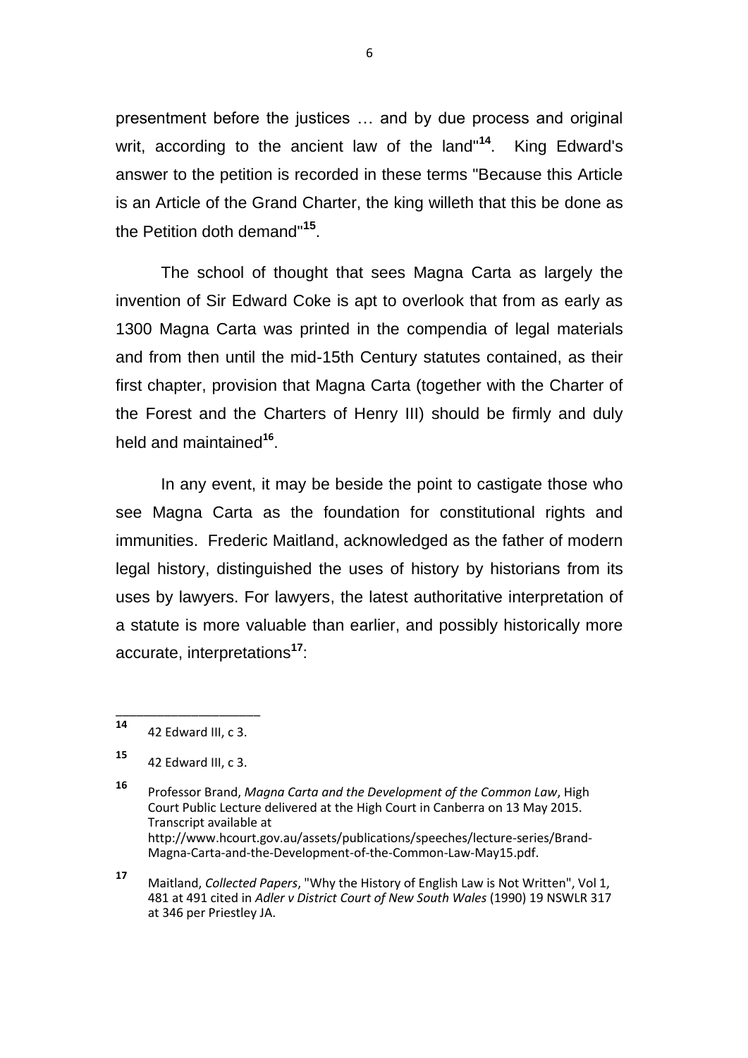presentment before the justices … and by due process and original writ, according to the ancient law of the land"[14]. King Edward's answer to the petition is recorded in these terms "Because this Article is an Article of the Grand Charter, the king willeth that this be done as the Petition doth demand"[15].

The school of thought that sees Magna Carta as largely the invention of Sir Edward Coke is apt to overlook that from as early as 1300 Magna Carta was printed in the compendia of legal materials and from then until the mid-15th Century statutes contained, as their first chapter, provision that Magna Carta (together with the Charter of the Forest and the Charters of Henry III) should be firmly and duly held and maintained[16].

In any event, it may be beside the point to castigate those who see Magna Carta as the foundation for constitutional rights and immunities. Frederic Maitland, acknowledged as the father of modern legal history, distinguished the uses of history by historians from its uses by lawyers. For lawyers, the latest authoritative interpretation of a statute is more valuable than earlier, and possibly historically more accurate, interpretations[17]:

---

[14] 42 Edward III, c 3.

[15] 42 Edward III, c 3.

[16] Professor Brand, *Magna Carta and the Development of the Common Law*, High Court Public Lecture delivered at the High Court in Canberra on 13 May 2015. Transcript available at http://www.hcourt.gov.au/assets/publications/speeches/lecture-series/Brand-Magna-Carta-and-the-Development-of-the-Common-Law-May15.pdf.

[17] Maitland, *Collected Papers*, "Why the History of English Law is Not Written", Vol 1, 481 at 491 cited in *Adler v District Court of New South Wales* (1990) 19 NSWLR 317 at 346 per Priestley JA.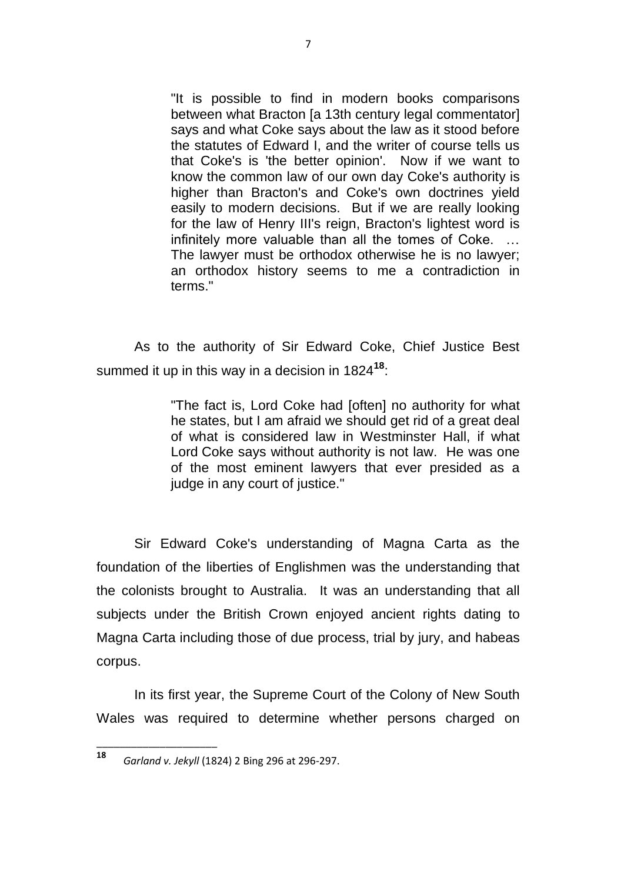> "It is possible to find in modern books comparisons between what Bracton [a 13th century legal commentator] says and what Coke says about the law as it stood before the statutes of Edward I, and the writer of course tells us that Coke's is 'the better opinion'. Now if we want to know the common law of our own day Coke's authority is higher than Bracton's and Coke's own doctrines yield easily to modern decisions. But if we are really looking for the law of Henry III's reign, Bracton's lightest word is infinitely more valuable than all the tomes of Coke. … The lawyer must be orthodox otherwise he is no lawyer; an orthodox history seems to me a contradiction in terms."

As to the authority of Sir Edward Coke, Chief Justice Best summed it up in this way in a decision in 1824[18]:

> "The fact is, Lord Coke had [often] no authority for what he states, but I am afraid we should get rid of a great deal of what is considered law in Westminster Hall, if what Lord Coke says without authority is not law. He was one of the most eminent lawyers that ever presided as a judge in any court of justice."

Sir Edward Coke's understanding of Magna Carta as the foundation of the liberties of Englishmen was the understanding that the colonists brought to Australia. It was an understanding that all subjects under the British Crown enjoyed ancient rights dating to Magna Carta including those of due process, trial by jury, and habeas corpus.

In its first year, the Supreme Court of the Colony of New South Wales was required to determine whether persons charged on

---

[18] *Garland v. Jekyll* (1824) 2 Bing 296 at 296-297.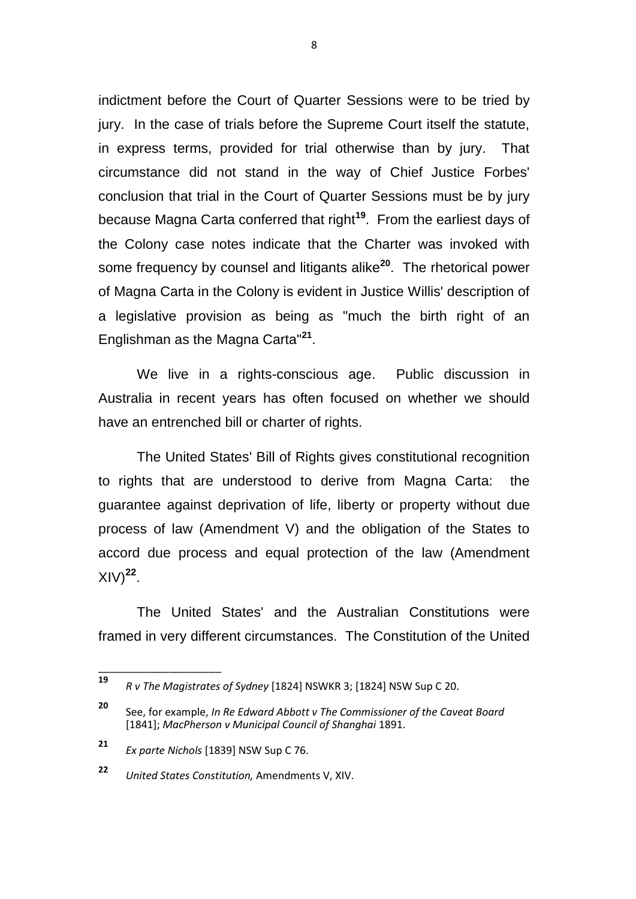indictment before the Court of Quarter Sessions were to be tried by jury. In the case of trials before the Supreme Court itself the statute, in express terms, provided for trial otherwise than by jury. That circumstance did not stand in the way of Chief Justice Forbes' conclusion that trial in the Court of Quarter Sessions must be by jury because Magna Carta conferred that right[19]. From the earliest days of the Colony case notes indicate that the Charter was invoked with some frequency by counsel and litigants alike[20]. The rhetorical power of Magna Carta in the Colony is evident in Justice Willis' description of a legislative provision as being as "much the birth right of an Englishman as the Magna Carta"[21].

We live in a rights-conscious age. Public discussion in Australia in recent years has often focused on whether we should have an entrenched bill or charter of rights.

The United States' Bill of Rights gives constitutional recognition to rights that are understood to derive from Magna Carta: the guarantee against deprivation of life, liberty or property without due process of law (Amendment V) and the obligation of the States to accord due process and equal protection of the law (Amendment XIV)[22].

The United States' and the Australian Constitutions were framed in very different circumstances. The Constitution of the United

---

[19] *R v The Magistrates of Sydney* [1824] NSWKR 3; [1824] NSW Sup C 20.

[20] See, for example, *In Re Edward Abbott v The Commissioner of the Caveat Board* [1841]; *MacPherson v Municipal Council of Shanghai* 1891.

[21] *Ex parte Nichols* [1839] NSW Sup C 76.

[22] *United States Constitution,* Amendments V, XIV.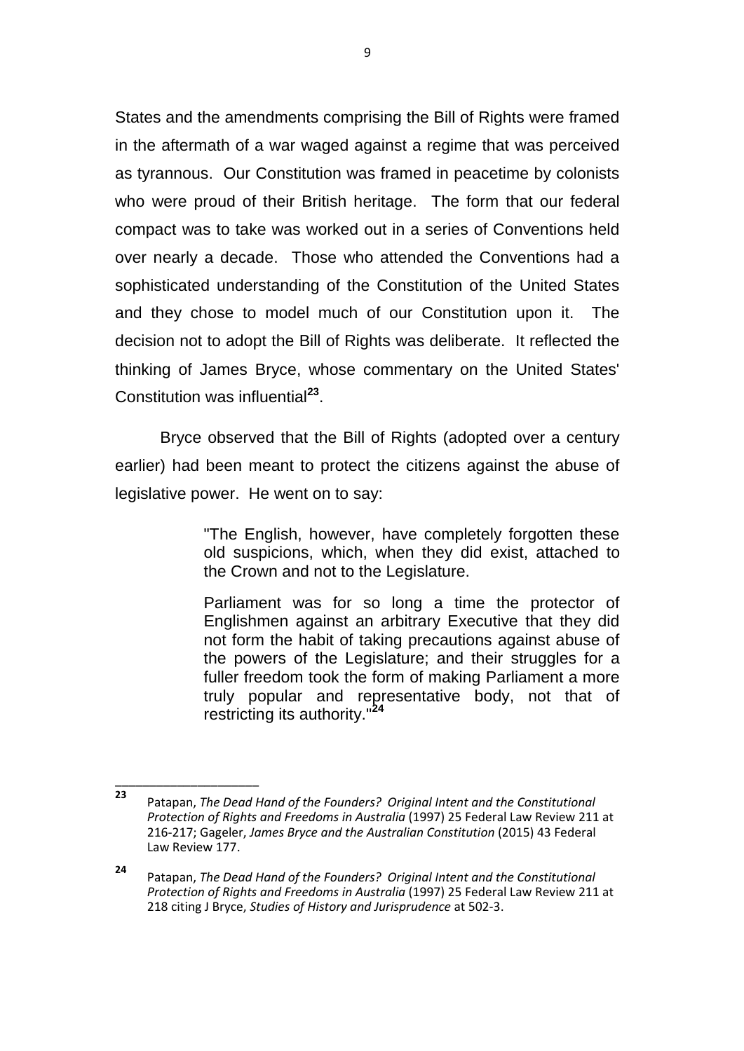States and the amendments comprising the Bill of Rights were framed in the aftermath of a war waged against a regime that was perceived as tyrannous. Our Constitution was framed in peacetime by colonists who were proud of their British heritage. The form that our federal compact was to take was worked out in a series of Conventions held over nearly a decade. Those who attended the Conventions had a sophisticated understanding of the Constitution of the United States and they chose to model much of our Constitution upon it. The decision not to adopt the Bill of Rights was deliberate. It reflected the thinking of James Bryce, whose commentary on the United States' Constitution was influential[23].

Bryce observed that the Bill of Rights (adopted over a century earlier) had been meant to protect the citizens against the abuse of legislative power. He went on to say:

> "The English, however, have completely forgotten these old suspicions, which, when they did exist, attached to the Crown and not to the Legislature.
>
> Parliament was for so long a time the protector of Englishmen against an arbitrary Executive that they did not form the habit of taking precautions against abuse of the powers of the Legislature; and their struggles for a fuller freedom took the form of making Parliament a more truly popular and representative body, not that of restricting its authority."[24]

---

[23] Patapan, *The Dead Hand of the Founders? Original Intent and the Constitutional Protection of Rights and Freedoms in Australia* (1997) 25 Federal Law Review 211 at 216-217; Gageler, *James Bryce and the Australian Constitution* (2015) 43 Federal Law Review 177.

[24] Patapan, *The Dead Hand of the Founders? Original Intent and the Constitutional Protection of Rights and Freedoms in Australia* (1997) 25 Federal Law Review 211 at 218 citing J Bryce, *Studies of History and Jurisprudence* at 502-3.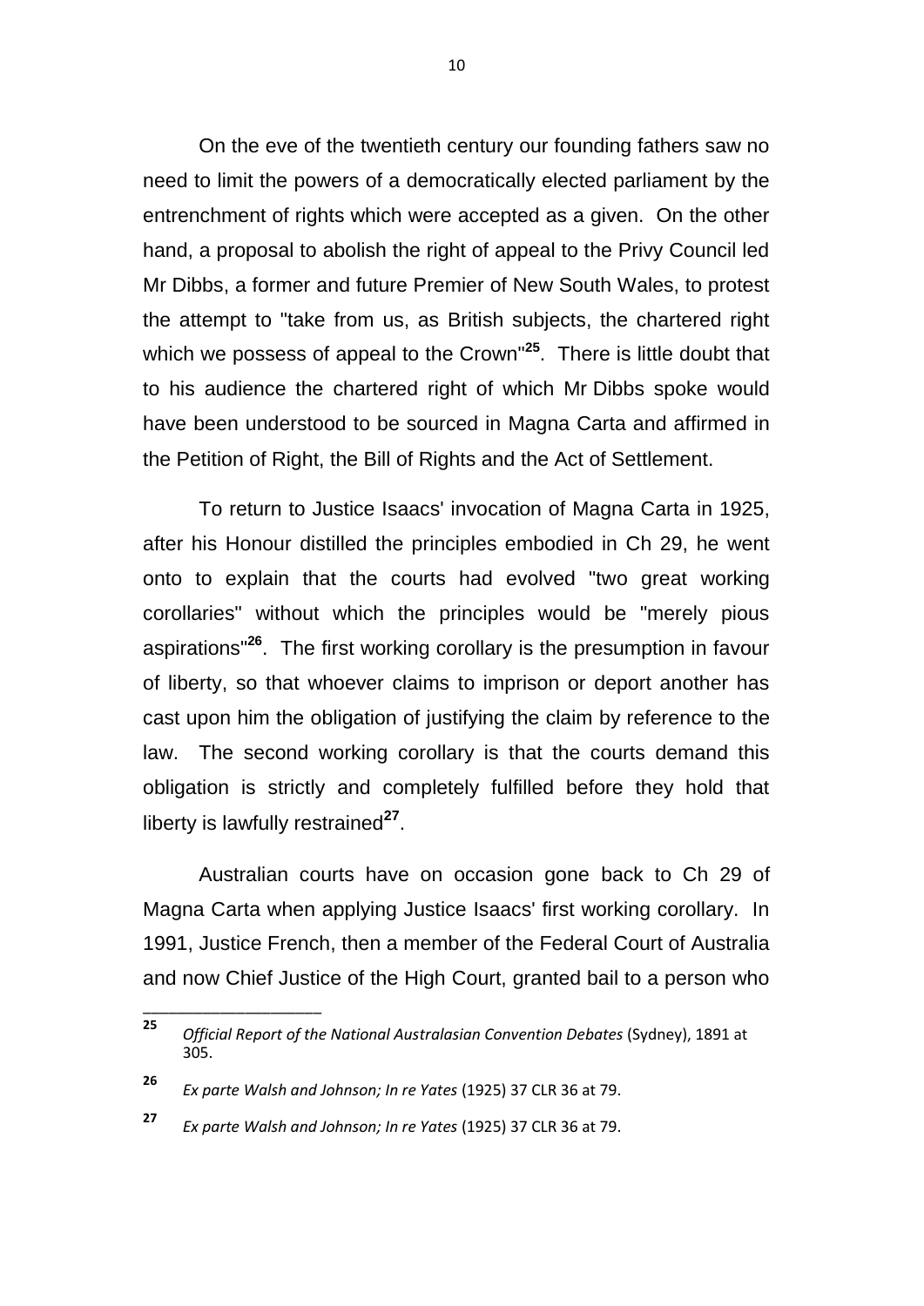On the eve of the twentieth century our founding fathers saw no need to limit the powers of a democratically elected parliament by the entrenchment of rights which were accepted as a given. On the other hand, a proposal to abolish the right of appeal to the Privy Council led Mr Dibbs, a former and future Premier of New South Wales, to protest the attempt to "take from us, as British subjects, the chartered right which we possess of appeal to the Crown"[25]. There is little doubt that to his audience the chartered right of which Mr Dibbs spoke would have been understood to be sourced in Magna Carta and affirmed in the Petition of Right, the Bill of Rights and the Act of Settlement.

To return to Justice Isaacs' invocation of Magna Carta in 1925, after his Honour distilled the principles embodied in Ch 29, he went onto to explain that the courts had evolved "two great working corollaries" without which the principles would be "merely pious aspirations"[26]. The first working corollary is the presumption in favour of liberty, so that whoever claims to imprison or deport another has cast upon him the obligation of justifying the claim by reference to the law. The second working corollary is that the courts demand this obligation is strictly and completely fulfilled before they hold that liberty is lawfully restrained[27].

Australian courts have on occasion gone back to Ch 29 of Magna Carta when applying Justice Isaacs' first working corollary. In 1991, Justice French, then a member of the Federal Court of Australia and now Chief Justice of the High Court, granted bail to a person who

---

[25] *Official Report of the National Australasian Convention Debates* (Sydney), 1891 at 305.

[26] *Ex parte Walsh and Johnson; In re Yates* (1925) 37 CLR 36 at 79.

[27] *Ex parte Walsh and Johnson; In re Yates* (1925) 37 CLR 36 at 79.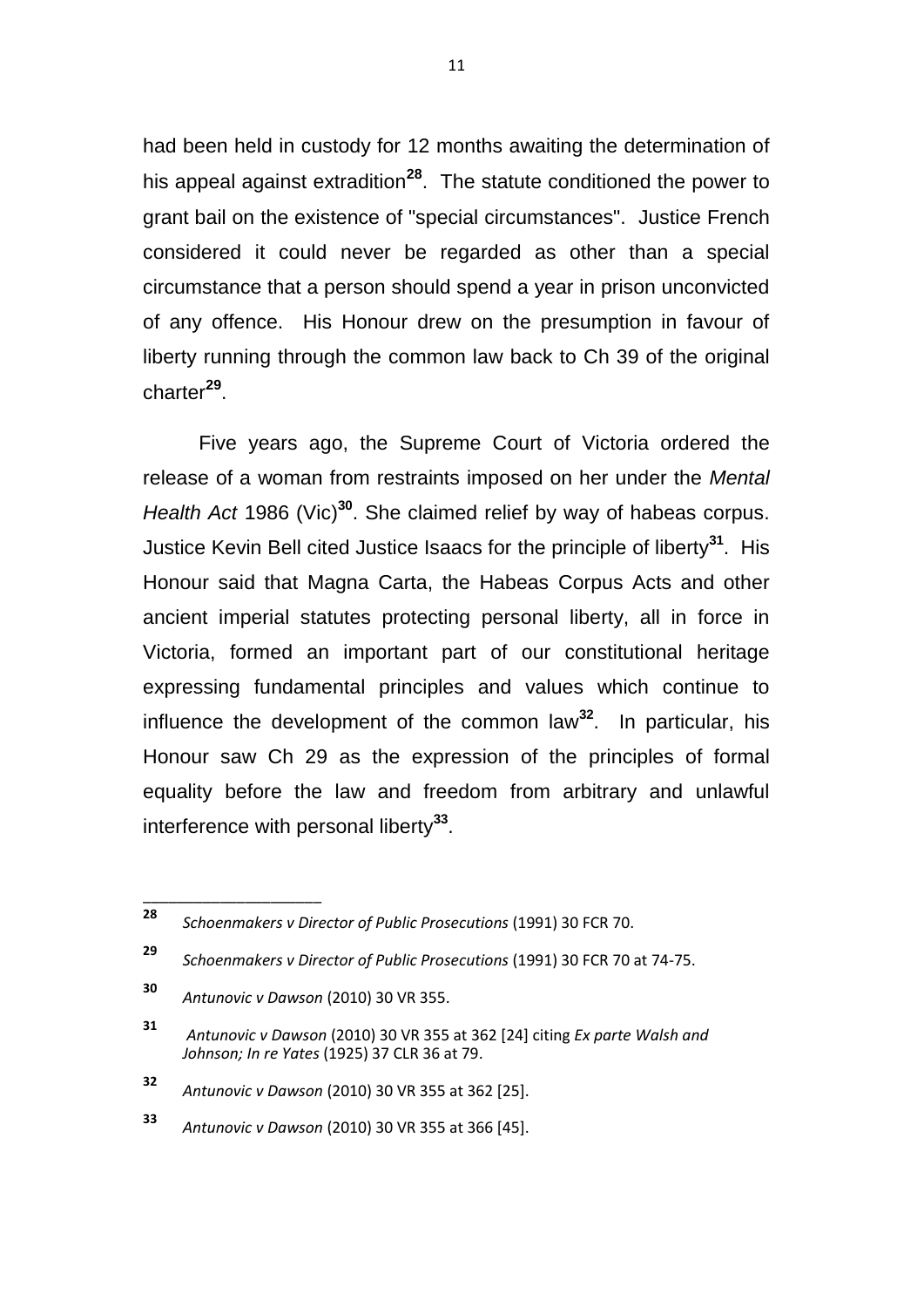had been held in custody for 12 months awaiting the determination of his appeal against extradition[28]. The statute conditioned the power to grant bail on the existence of "special circumstances". Justice French considered it could never be regarded as other than a special circumstance that a person should spend a year in prison unconvicted of any offence. His Honour drew on the presumption in favour of liberty running through the common law back to Ch 39 of the original charter[29].

Five years ago, the Supreme Court of Victoria ordered the release of a woman from restraints imposed on her under the *Mental Health Act* 1986 (Vic)[30]. She claimed relief by way of habeas corpus. Justice Kevin Bell cited Justice Isaacs for the principle of liberty[31]. His Honour said that Magna Carta, the Habeas Corpus Acts and other ancient imperial statutes protecting personal liberty, all in force in Victoria, formed an important part of our constitutional heritage expressing fundamental principles and values which continue to influence the development of the common law[32]. In particular, his Honour saw Ch 29 as the expression of the principles of formal equality before the law and freedom from arbitrary and unlawful interference with personal liberty[33].

---

[28] *Schoenmakers v Director of Public Prosecutions* (1991) 30 FCR 70.

[29] *Schoenmakers v Director of Public Prosecutions* (1991) 30 FCR 70 at 74-75.

[30] *Antunovic v Dawson* (2010) 30 VR 355.

[31] *Antunovic v Dawson* (2010) 30 VR 355 at 362 [24] citing *Ex parte Walsh and Johnson; In re Yates* (1925) 37 CLR 36 at 79.

[32] *Antunovic v Dawson* (2010) 30 VR 355 at 362 [25].

[33] *Antunovic v Dawson* (2010) 30 VR 355 at 366 [45].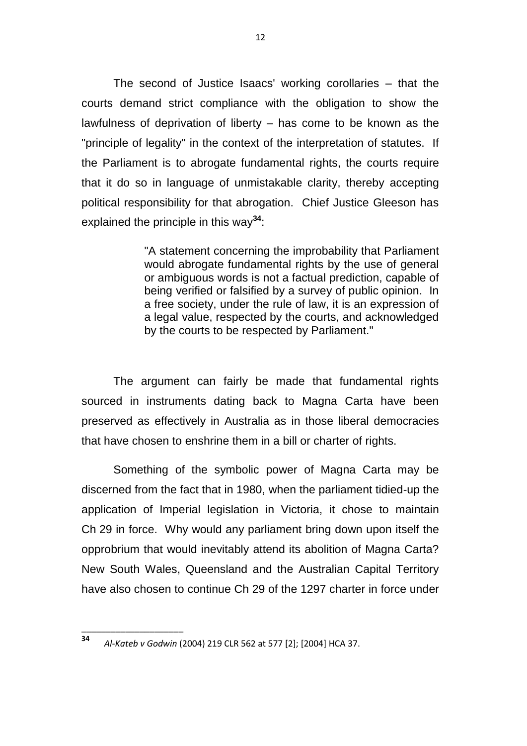The second of Justice Isaacs' working corollaries – that the courts demand strict compliance with the obligation to show the lawfulness of deprivation of liberty – has come to be known as the "principle of legality" in the context of the interpretation of statutes. If the Parliament is to abrogate fundamental rights, the courts require that it do so in language of unmistakable clarity, thereby accepting political responsibility for that abrogation. Chief Justice Gleeson has explained the principle in this way[34]:

> "A statement concerning the improbability that Parliament would abrogate fundamental rights by the use of general or ambiguous words is not a factual prediction, capable of being verified or falsified by a survey of public opinion. In a free society, under the rule of law, it is an expression of a legal value, respected by the courts, and acknowledged by the courts to be respected by Parliament."

The argument can fairly be made that fundamental rights sourced in instruments dating back to Magna Carta have been preserved as effectively in Australia as in those liberal democracies that have chosen to enshrine them in a bill or charter of rights.

Something of the symbolic power of Magna Carta may be discerned from the fact that in 1980, when the parliament tidied-up the application of Imperial legislation in Victoria, it chose to maintain Ch 29 in force. Why would any parliament bring down upon itself the opprobrium that would inevitably attend its abolition of Magna Carta? New South Wales, Queensland and the Australian Capital Territory have also chosen to continue Ch 29 of the 1297 charter in force under

---

[34] *Al-Kateb v Godwin* (2004) 219 CLR 562 at 577 [2]; [2004] HCA 37.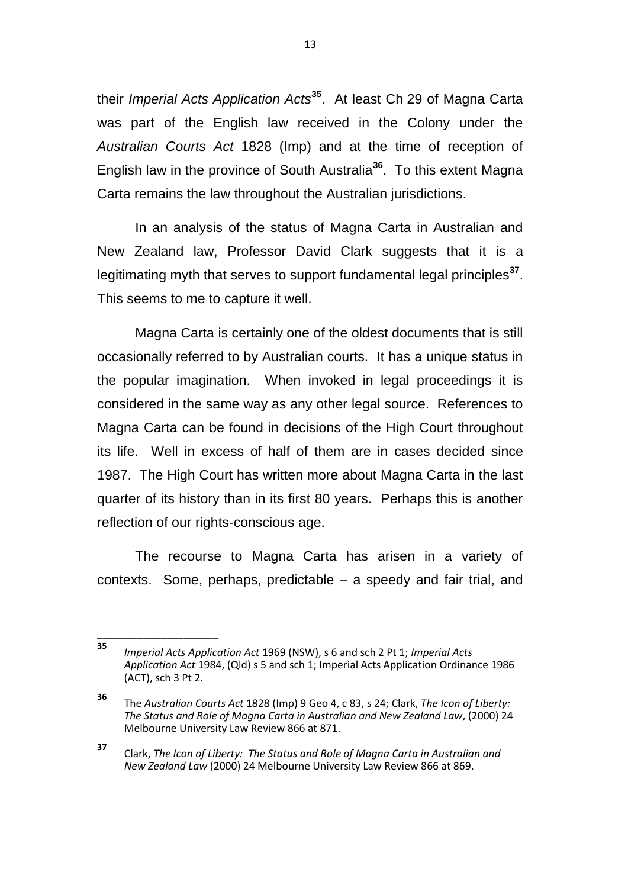their *Imperial Acts Application Acts*[35]. At least Ch 29 of Magna Carta was part of the English law received in the Colony under the *Australian Courts Act* 1828 (Imp) and at the time of reception of English law in the province of South Australia[36]. To this extent Magna Carta remains the law throughout the Australian jurisdictions.

In an analysis of the status of Magna Carta in Australian and New Zealand law, Professor David Clark suggests that it is a legitimating myth that serves to support fundamental legal principles[37]. This seems to me to capture it well.

Magna Carta is certainly one of the oldest documents that is still occasionally referred to by Australian courts. It has a unique status in the popular imagination. When invoked in legal proceedings it is considered in the same way as any other legal source. References to Magna Carta can be found in decisions of the High Court throughout its life. Well in excess of half of them are in cases decided since 1987. The High Court has written more about Magna Carta in the last quarter of its history than in its first 80 years. Perhaps this is another reflection of our rights-conscious age.

The recourse to Magna Carta has arisen in a variety of contexts. Some, perhaps, predictable – a speedy and fair trial, and

---

[35] *Imperial Acts Application Act* 1969 (NSW), s 6 and sch 2 Pt 1; *Imperial Acts Application Act* 1984, (Qld) s 5 and sch 1; Imperial Acts Application Ordinance 1986 (ACT), sch 3 Pt 2.

[36] The *Australian Courts Act* 1828 (Imp) 9 Geo 4, c 83, s 24; Clark, *The Icon of Liberty: The Status and Role of Magna Carta in Australian and New Zealand Law*, (2000) 24 Melbourne University Law Review 866 at 871.

[37] Clark, *The Icon of Liberty: The Status and Role of Magna Carta in Australian and New Zealand Law* (2000) 24 Melbourne University Law Review 866 at 869.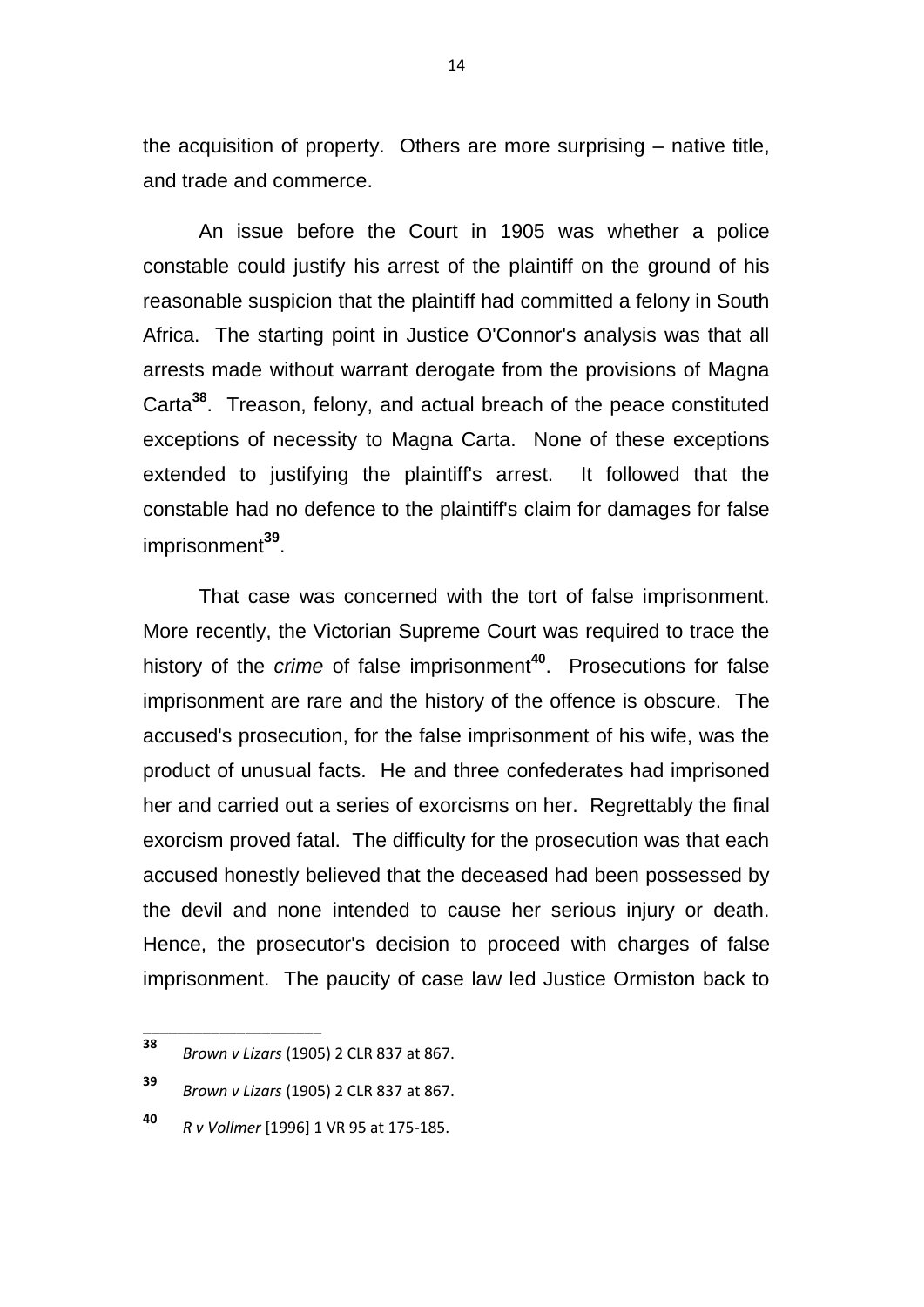the acquisition of property. Others are more surprising – native title, and trade and commerce.

An issue before the Court in 1905 was whether a police constable could justify his arrest of the plaintiff on the ground of his reasonable suspicion that the plaintiff had committed a felony in South Africa. The starting point in Justice O'Connor's analysis was that all arrests made without warrant derogate from the provisions of Magna Carta[38]. Treason, felony, and actual breach of the peace constituted exceptions of necessity to Magna Carta. None of these exceptions extended to justifying the plaintiff's arrest. It followed that the constable had no defence to the plaintiff's claim for damages for false imprisonment[39].

That case was concerned with the tort of false imprisonment. More recently, the Victorian Supreme Court was required to trace the history of the *crime* of false imprisonment[40]. Prosecutions for false imprisonment are rare and the history of the offence is obscure. The accused's prosecution, for the false imprisonment of his wife, was the product of unusual facts. He and three confederates had imprisoned her and carried out a series of exorcisms on her. Regrettably the final exorcism proved fatal. The difficulty for the prosecution was that each accused honestly believed that the deceased had been possessed by the devil and none intended to cause her serious injury or death. Hence, the prosecutor's decision to proceed with charges of false imprisonment. The paucity of case law led Justice Ormiston back to

---

[38] *Brown v Lizars* (1905) 2 CLR 837 at 867.

[39] *Brown v Lizars* (1905) 2 CLR 837 at 867.

[40] *R v Vollmer* [1996] 1 VR 95 at 175-185.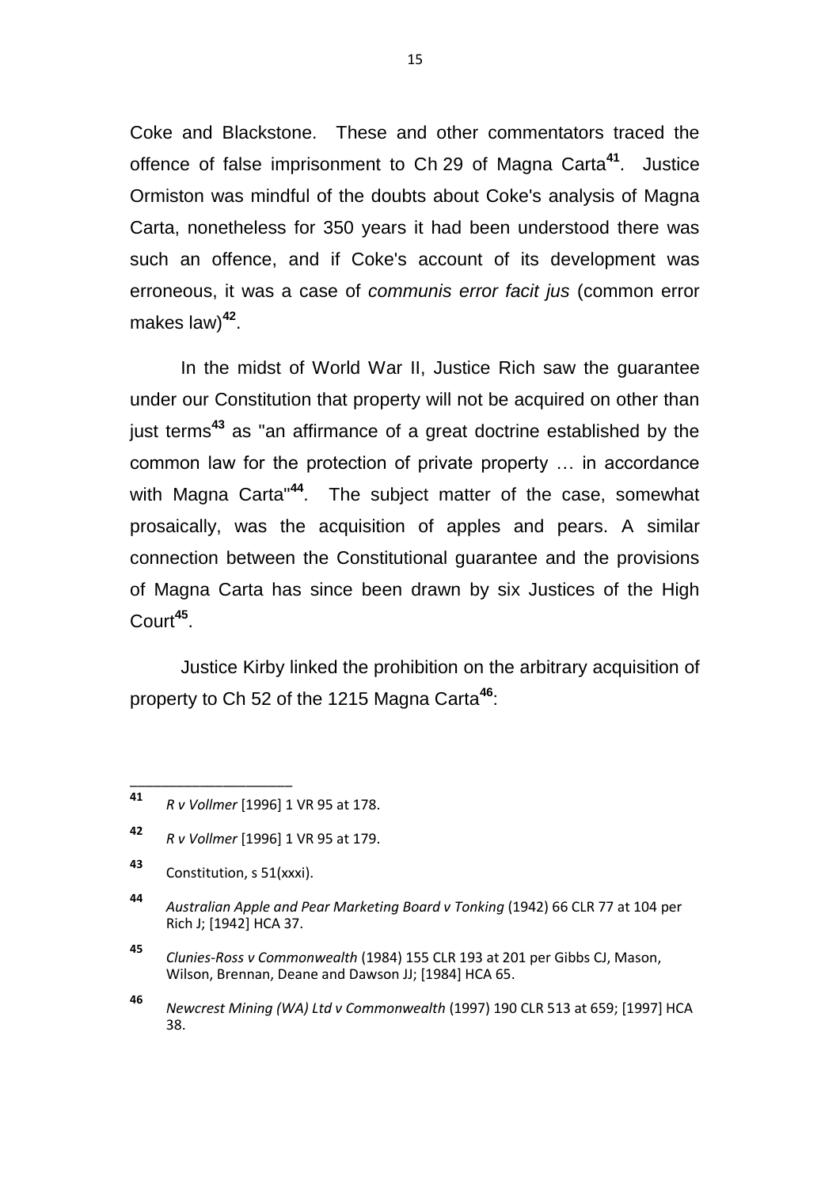Coke and Blackstone. These and other commentators traced the offence of false imprisonment to Ch 29 of Magna Carta[41]. Justice Ormiston was mindful of the doubts about Coke's analysis of Magna Carta, nonetheless for 350 years it had been understood there was such an offence, and if Coke's account of its development was erroneous, it was a case of *communis error facit jus* (common error makes law)[42].

In the midst of World War II, Justice Rich saw the guarantee under our Constitution that property will not be acquired on other than just terms[43] as "an affirmance of a great doctrine established by the common law for the protection of private property … in accordance with Magna Carta"[44]. The subject matter of the case, somewhat prosaically, was the acquisition of apples and pears. A similar connection between the Constitutional guarantee and the provisions of Magna Carta has since been drawn by six Justices of the High Court[45].

Justice Kirby linked the prohibition on the arbitrary acquisition of property to Ch 52 of the 1215 Magna Carta[46]:

---

[41] *R v Vollmer* [1996] 1 VR 95 at 178.

[42] *R v Vollmer* [1996] 1 VR 95 at 179.

[43] Constitution, s 51(xxxi).

[44] *Australian Apple and Pear Marketing Board v Tonking* (1942) 66 CLR 77 at 104 per Rich J; [1942] HCA 37.

[45] *Clunies-Ross v Commonwealth* (1984) 155 CLR 193 at 201 per Gibbs CJ, Mason, Wilson, Brennan, Deane and Dawson JJ; [1984] HCA 65.

[46] *Newcrest Mining (WA) Ltd v Commonwealth* (1997) 190 CLR 513 at 659; [1997] HCA 38.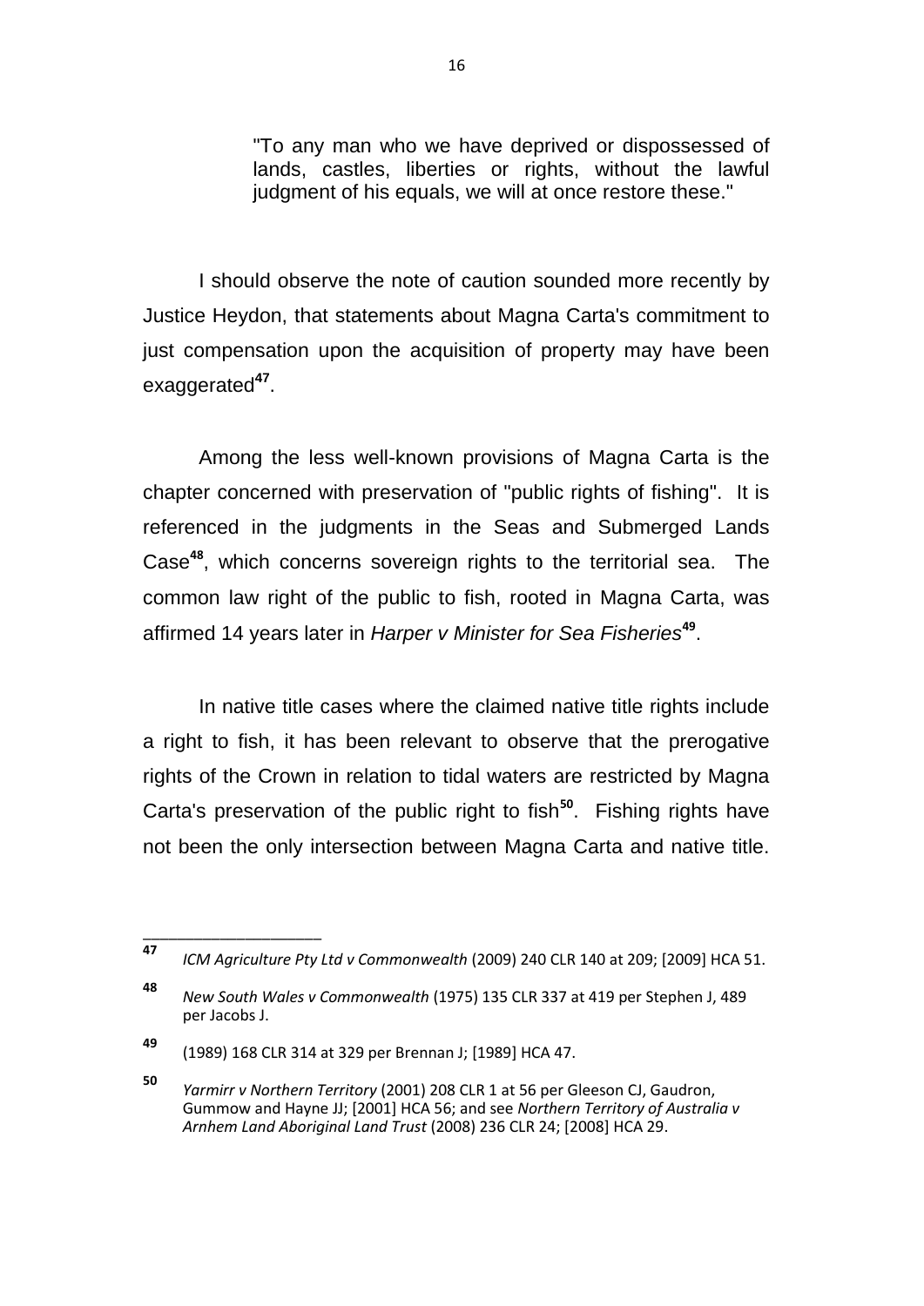> "To any man who we have deprived or dispossessed of lands, castles, liberties or rights, without the lawful judgment of his equals, we will at once restore these."

I should observe the note of caution sounded more recently by Justice Heydon, that statements about Magna Carta's commitment to just compensation upon the acquisition of property may have been exaggerated[47].

Among the less well-known provisions of Magna Carta is the chapter concerned with preservation of "public rights of fishing". It is referenced in the judgments in the Seas and Submerged Lands Case[48], which concerns sovereign rights to the territorial sea. The common law right of the public to fish, rooted in Magna Carta, was affirmed 14 years later in *Harper v Minister for Sea Fisheries*[49].

In native title cases where the claimed native title rights include a right to fish, it has been relevant to observe that the prerogative rights of the Crown in relation to tidal waters are restricted by Magna Carta's preservation of the public right to fish[50]. Fishing rights have not been the only intersection between Magna Carta and native title.

---

[47] *ICM Agriculture Pty Ltd v Commonwealth* (2009) 240 CLR 140 at 209; [2009] HCA 51.

[48] *New South Wales v Commonwealth* (1975) 135 CLR 337 at 419 per Stephen J, 489 per Jacobs J.

[49] (1989) 168 CLR 314 at 329 per Brennan J; [1989] HCA 47.

[50] *Yarmirr v Northern Territory* (2001) 208 CLR 1 at 56 per Gleeson CJ, Gaudron, Gummow and Hayne JJ; [2001] HCA 56; and see *Northern Territory of Australia v Arnhem Land Aboriginal Land Trust* (2008) 236 CLR 24; [2008] HCA 29.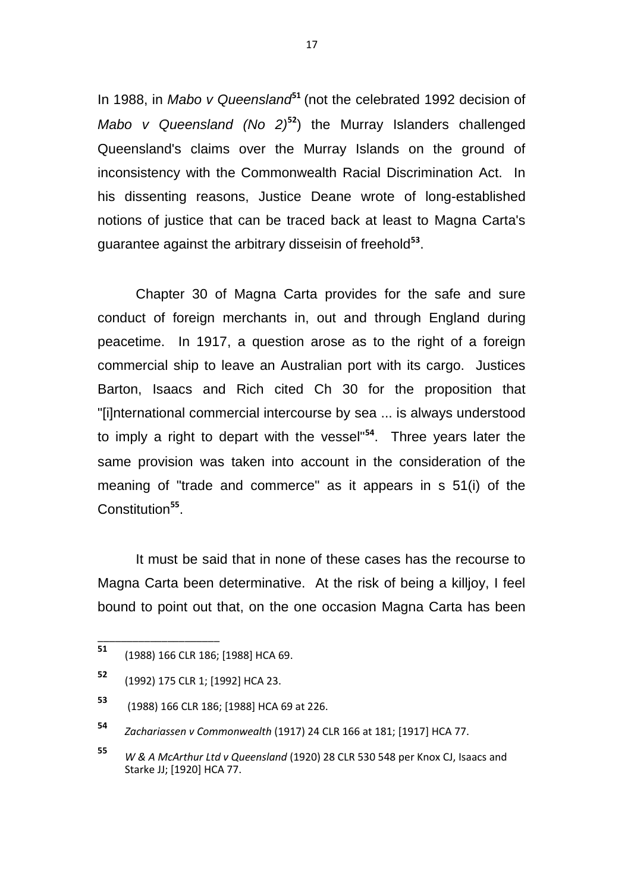In 1988, in *Mabo v Queensland*[51] (not the celebrated 1992 decision of *Mabo v Queensland (No 2)*[52]) the Murray Islanders challenged Queensland's claims over the Murray Islands on the ground of inconsistency with the Commonwealth Racial Discrimination Act. In his dissenting reasons, Justice Deane wrote of long-established notions of justice that can be traced back at least to Magna Carta's guarantee against the arbitrary disseisin of freehold[53].

Chapter 30 of Magna Carta provides for the safe and sure conduct of foreign merchants in, out and through England during peacetime. In 1917, a question arose as to the right of a foreign commercial ship to leave an Australian port with its cargo. Justices Barton, Isaacs and Rich cited Ch 30 for the proposition that "[i]nternational commercial intercourse by sea ... is always understood to imply a right to depart with the vessel"[54]. Three years later the same provision was taken into account in the consideration of the meaning of "trade and commerce" as it appears in s 51(i) of the Constitution[55].

It must be said that in none of these cases has the recourse to Magna Carta been determinative. At the risk of being a killjoy, I feel bound to point out that, on the one occasion Magna Carta has been

---

[51] (1988) 166 CLR 186; [1988] HCA 69.

[52] (1992) 175 CLR 1; [1992] HCA 23.

[53] (1988) 166 CLR 186; [1988] HCA 69 at 226.

[54] *Zachariassen v Commonwealth* (1917) 24 CLR 166 at 181; [1917] HCA 77.

[55] *W & A McArthur Ltd v Queensland* (1920) 28 CLR 530 548 per Knox CJ, Isaacs and Starke JJ; [1920] HCA 77.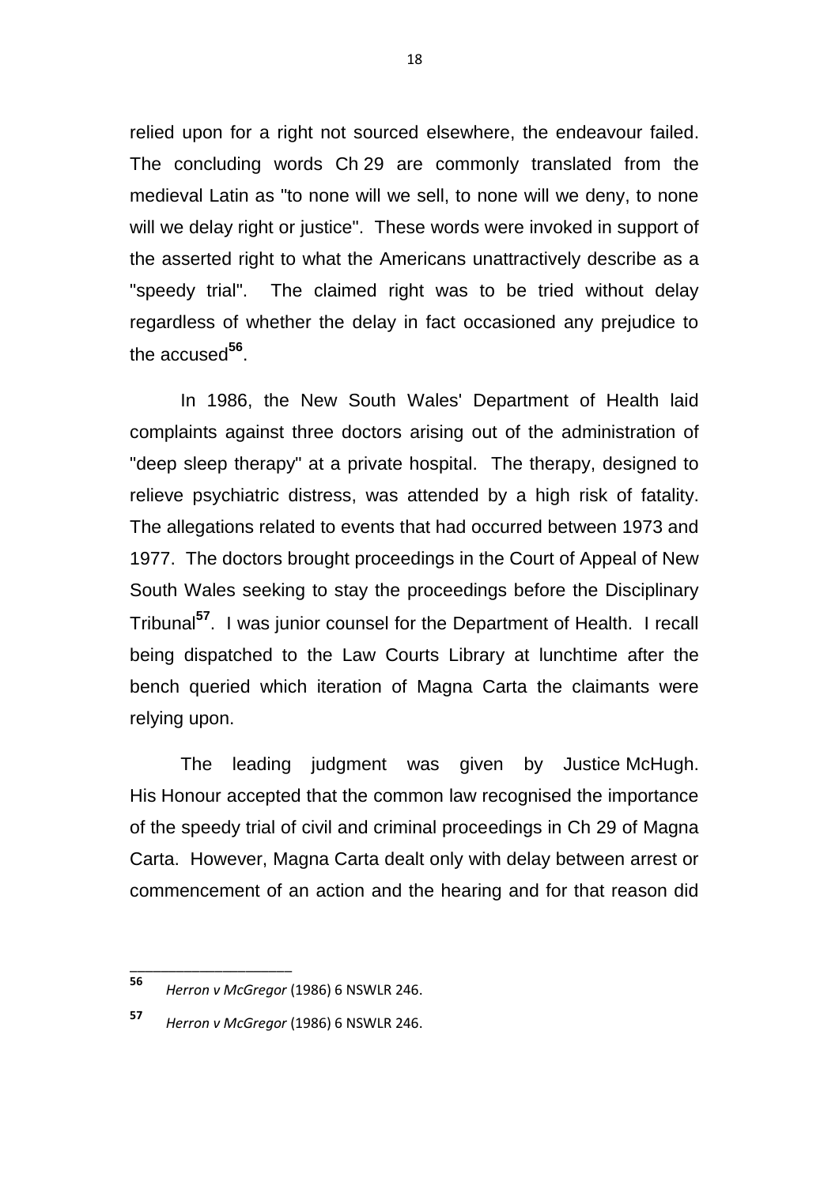relied upon for a right not sourced elsewhere, the endeavour failed. The concluding words Ch 29 are commonly translated from the medieval Latin as "to none will we sell, to none will we deny, to none will we delay right or justice". These words were invoked in support of the asserted right to what the Americans unattractively describe as a "speedy trial". The claimed right was to be tried without delay regardless of whether the delay in fact occasioned any prejudice to the accused[56].

In 1986, the New South Wales' Department of Health laid complaints against three doctors arising out of the administration of "deep sleep therapy" at a private hospital. The therapy, designed to relieve psychiatric distress, was attended by a high risk of fatality. The allegations related to events that had occurred between 1973 and 1977. The doctors brought proceedings in the Court of Appeal of New South Wales seeking to stay the proceedings before the Disciplinary Tribunal[57]. I was junior counsel for the Department of Health. I recall being dispatched to the Law Courts Library at lunchtime after the bench queried which iteration of Magna Carta the claimants were relying upon.

The leading judgment was given by Justice McHugh. His Honour accepted that the common law recognised the importance of the speedy trial of civil and criminal proceedings in Ch 29 of Magna Carta. However, Magna Carta dealt only with delay between arrest or commencement of an action and the hearing and for that reason did

---

[56] *Herron v McGregor* (1986) 6 NSWLR 246.

[57] *Herron v McGregor* (1986) 6 NSWLR 246.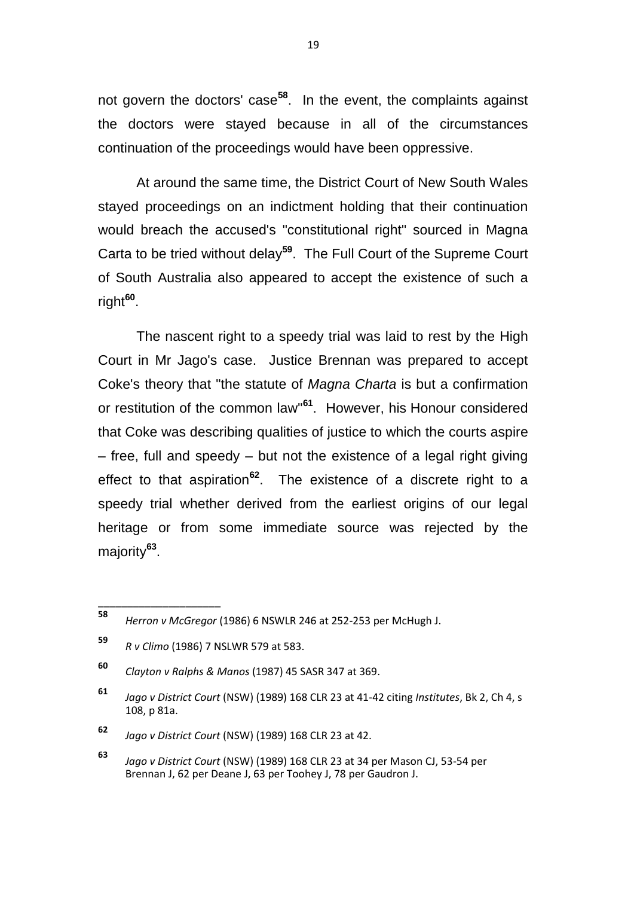not govern the doctors' case[58]. In the event, the complaints against the doctors were stayed because in all of the circumstances continuation of the proceedings would have been oppressive.

At around the same time, the District Court of New South Wales stayed proceedings on an indictment holding that their continuation would breach the accused's "constitutional right" sourced in Magna Carta to be tried without delay[59]. The Full Court of the Supreme Court of South Australia also appeared to accept the existence of such a right[60].

The nascent right to a speedy trial was laid to rest by the High Court in Mr Jago's case. Justice Brennan was prepared to accept Coke's theory that "the statute of *Magna Charta* is but a confirmation or restitution of the common law"[61]. However, his Honour considered that Coke was describing qualities of justice to which the courts aspire – free, full and speedy – but not the existence of a legal right giving effect to that aspiration[62]. The existence of a discrete right to a speedy trial whether derived from the earliest origins of our legal heritage or from some immediate source was rejected by the majority[63].

---

[58] *Herron v McGregor* (1986) 6 NSWLR 246 at 252-253 per McHugh J.

[59] *R v Climo* (1986) 7 NSLWR 579 at 583.

[60] *Clayton v Ralphs & Manos* (1987) 45 SASR 347 at 369.

[61] *Jago v District Court* (NSW) (1989) 168 CLR 23 at 41-42 citing *Institutes*, Bk 2, Ch 4, s 108, p 81a.

[62] *Jago v District Court* (NSW) (1989) 168 CLR 23 at 42.

[63] *Jago v District Court* (NSW) (1989) 168 CLR 23 at 34 per Mason CJ, 53-54 per Brennan J, 62 per Deane J, 63 per Toohey J, 78 per Gaudron J.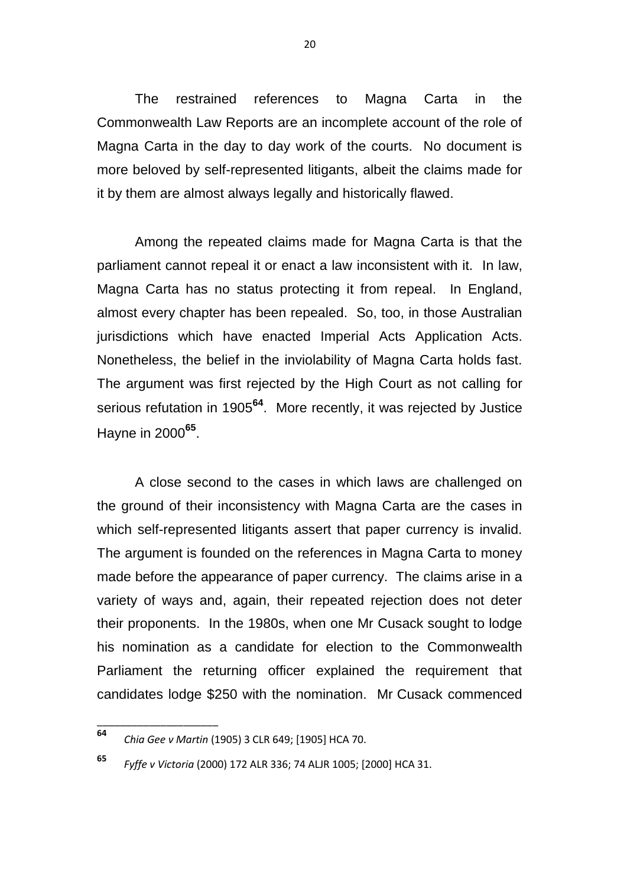The restrained references to Magna Carta in the Commonwealth Law Reports are an incomplete account of the role of Magna Carta in the day to day work of the courts. No document is more beloved by self-represented litigants, albeit the claims made for it by them are almost always legally and historically flawed.

Among the repeated claims made for Magna Carta is that the parliament cannot repeal it or enact a law inconsistent with it. In law, Magna Carta has no status protecting it from repeal. In England, almost every chapter has been repealed. So, too, in those Australian jurisdictions which have enacted Imperial Acts Application Acts. Nonetheless, the belief in the inviolability of Magna Carta holds fast. The argument was first rejected by the High Court as not calling for serious refutation in 1905[64]. More recently, it was rejected by Justice Hayne in 2000[65].

A close second to the cases in which laws are challenged on the ground of their inconsistency with Magna Carta are the cases in which self-represented litigants assert that paper currency is invalid. The argument is founded on the references in Magna Carta to money made before the appearance of paper currency. The claims arise in a variety of ways and, again, their repeated rejection does not deter their proponents. In the 1980s, when one Mr Cusack sought to lodge his nomination as a candidate for election to the Commonwealth Parliament the returning officer explained the requirement that candidates lodge $250 with the nomination. Mr Cusack commenced

---

[64] *Chia Gee v Martin* (1905) 3 CLR 649; [1905] HCA 70.

[65] *Fyffe v Victoria* (2000) 172 ALR 336; 74 ALJR 1005; [2000] HCA 31.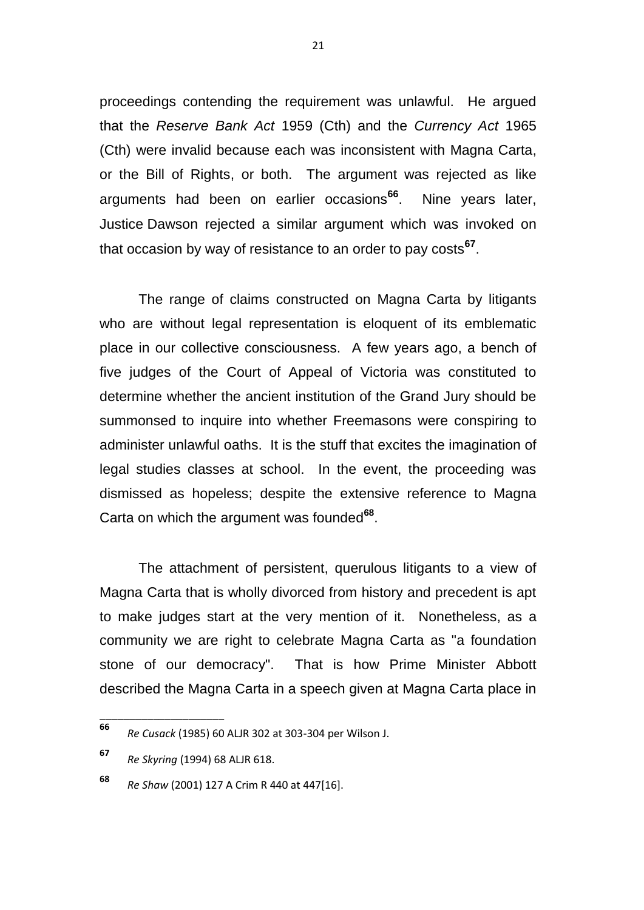proceedings contending the requirement was unlawful. He argued that the *Reserve Bank Act* 1959 (Cth) and the *Currency Act* 1965 (Cth) were invalid because each was inconsistent with Magna Carta, or the Bill of Rights, or both. The argument was rejected as like arguments had been on earlier occasions[66]. Nine years later, Justice Dawson rejected a similar argument which was invoked on that occasion by way of resistance to an order to pay costs[67].

The range of claims constructed on Magna Carta by litigants who are without legal representation is eloquent of its emblematic place in our collective consciousness. A few years ago, a bench of five judges of the Court of Appeal of Victoria was constituted to determine whether the ancient institution of the Grand Jury should be summonsed to inquire into whether Freemasons were conspiring to administer unlawful oaths. It is the stuff that excites the imagination of legal studies classes at school. In the event, the proceeding was dismissed as hopeless; despite the extensive reference to Magna Carta on which the argument was founded[68].

The attachment of persistent, querulous litigants to a view of Magna Carta that is wholly divorced from history and precedent is apt to make judges start at the very mention of it. Nonetheless, as a community we are right to celebrate Magna Carta as "a foundation stone of our democracy". That is how Prime Minister Abbott described the Magna Carta in a speech given at Magna Carta place in

---

[66] *Re Cusack* (1985) 60 ALJR 302 at 303-304 per Wilson J.

[67] *Re Skyring* (1994) 68 ALJR 618.

[68] *Re Shaw* (2001) 127 A Crim R 440 at 447[16].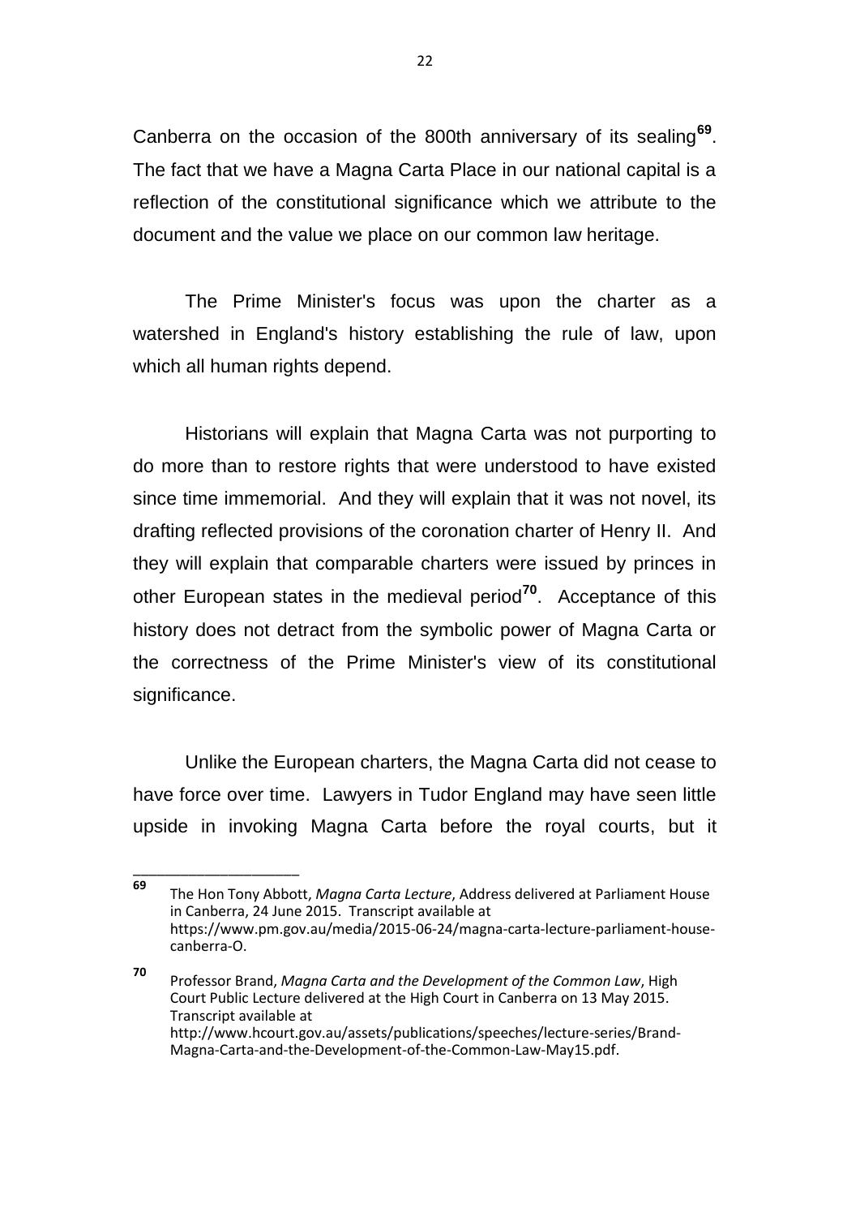Canberra on the occasion of the 800th anniversary of its sealing[69]. The fact that we have a Magna Carta Place in our national capital is a reflection of the constitutional significance which we attribute to the document and the value we place on our common law heritage.

The Prime Minister's focus was upon the charter as a watershed in England's history establishing the rule of law, upon which all human rights depend.

Historians will explain that Magna Carta was not purporting to do more than to restore rights that were understood to have existed since time immemorial. And they will explain that it was not novel, its drafting reflected provisions of the coronation charter of Henry II. And they will explain that comparable charters were issued by princes in other European states in the medieval period[70]. Acceptance of this history does not detract from the symbolic power of Magna Carta or the correctness of the Prime Minister's view of its constitutional significance.

Unlike the European charters, the Magna Carta did not cease to have force over time. Lawyers in Tudor England may have seen little upside in invoking Magna Carta before the royal courts, but it

---

[69] The Hon Tony Abbott, *Magna Carta Lecture*, Address delivered at Parliament House in Canberra, 24 June 2015. Transcript available at https://www.pm.gov.au/media/2015-06-24/magna-carta-lecture-parliament-house-canberra-O.

[70] Professor Brand, *Magna Carta and the Development of the Common Law*, High Court Public Lecture delivered at the High Court in Canberra on 13 May 2015. Transcript available at http://www.hcourt.gov.au/assets/publications/speeches/lecture-series/Brand-Magna-Carta-and-the-Development-of-the-Common-Law-May15.pdf.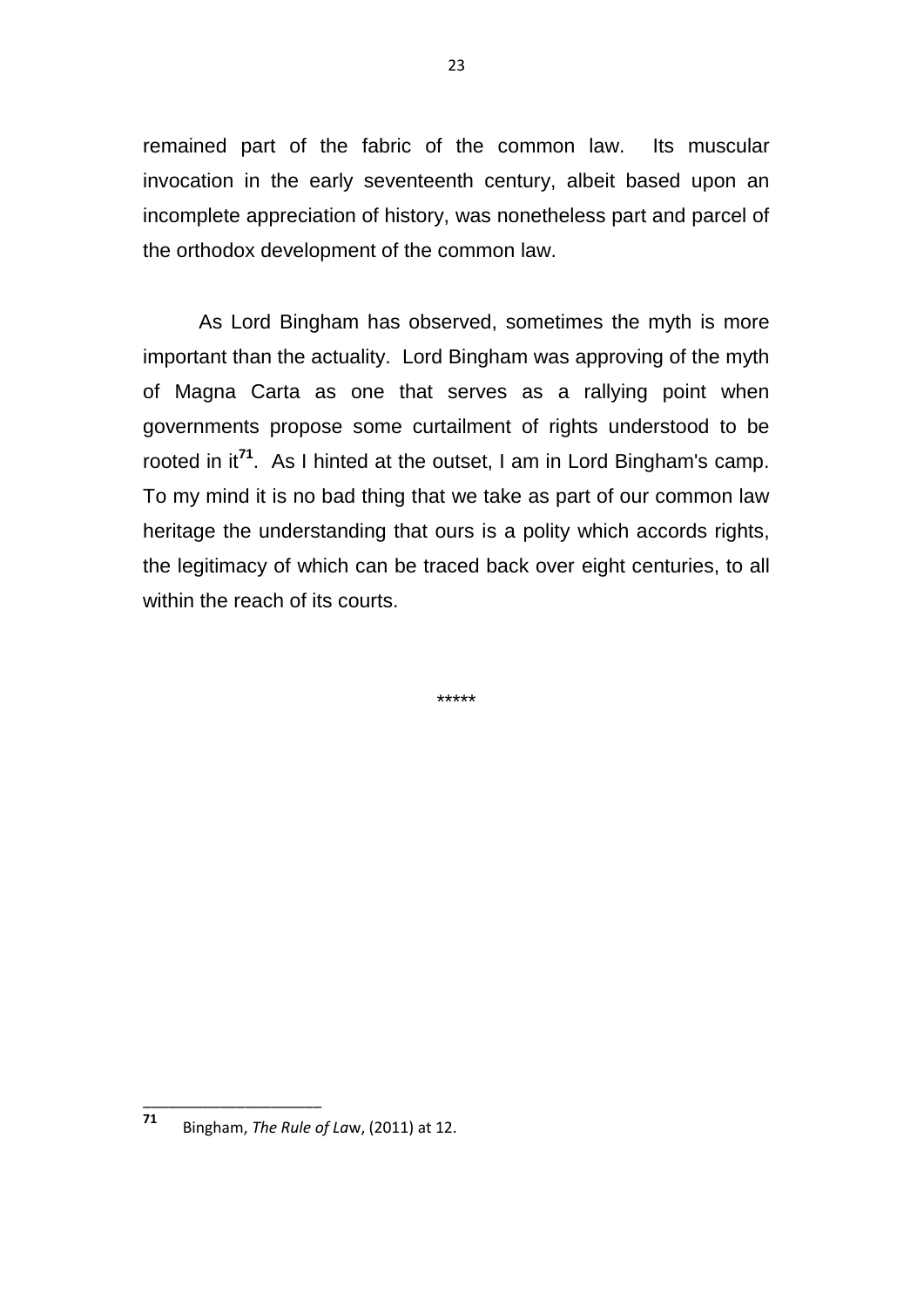remained part of the fabric of the common law. Its muscular invocation in the early seventeenth century, albeit based upon an incomplete appreciation of history, was nonetheless part and parcel of the orthodox development of the common law.

As Lord Bingham has observed, sometimes the myth is more important than the actuality. Lord Bingham was approving of the myth of Magna Carta as one that serves as a rallying point when governments propose some curtailment of rights understood to be rooted in it[71]. As I hinted at the outset, I am in Lord Bingham's camp. To my mind it is no bad thing that we take as part of our common law heritage the understanding that ours is a polity which accords rights, the legitimacy of which can be traced back over eight centuries, to all within the reach of its courts.

*****

---

[71] Bingham, *The Rule of La*w, (2011) at 12.